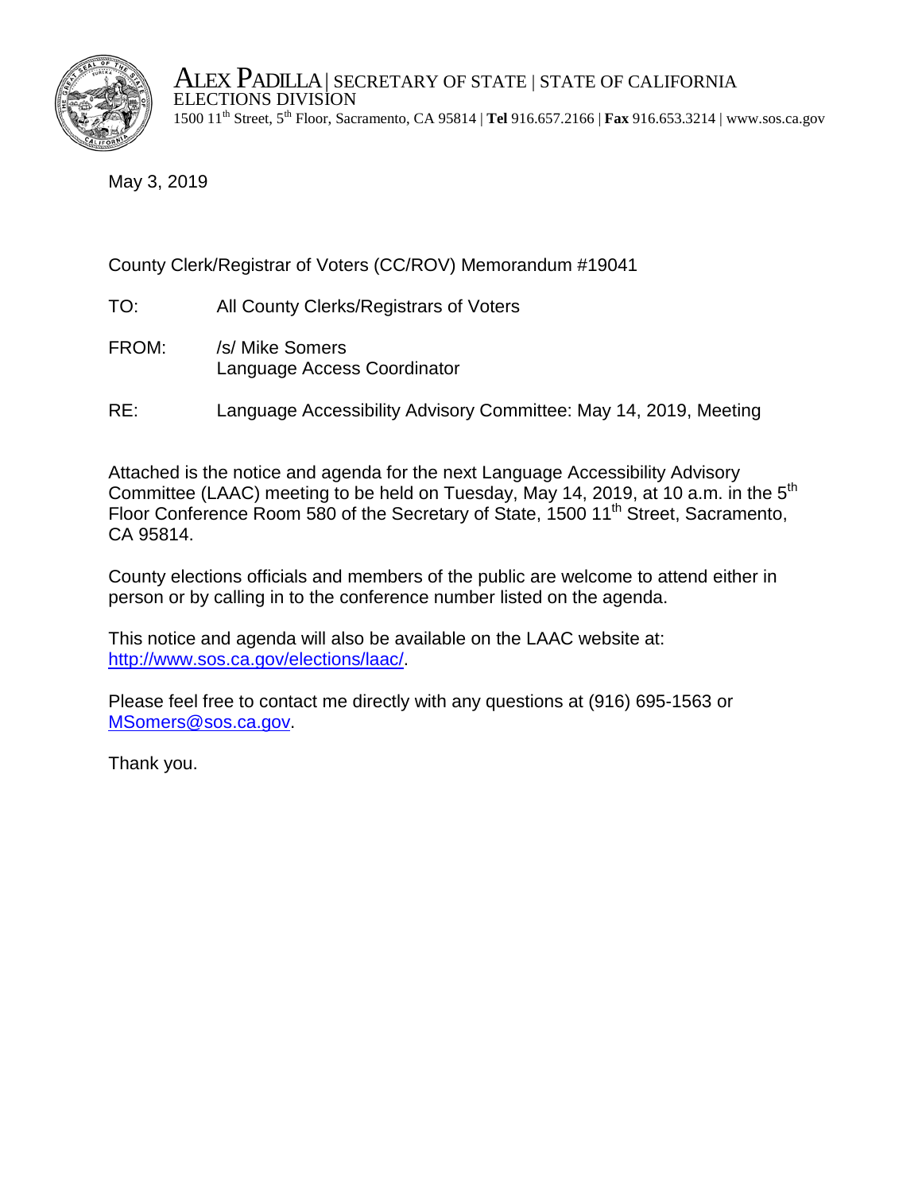ALEX PADILLA | SECRETARY OF STATE | STATE OF CALIFORNIA
ELECTIONS DIVISION
1500 11th Street, 5th Floor, Sacramento, CA 95814 | **Tel** 916.657.2166 | **Fax** 916.653.3214 | www.sos.ca.gov

May 3, 2019

County Clerk/Registrar of Voters (CC/ROV) Memorandum #19041

TO: All County Clerks/Registrars of Voters

FROM: /s/ Mike Somers
Language Access Coordinator

RE: Language Accessibility Advisory Committee: May 14, 2019, Meeting

Attached is the notice and agenda for the next Language Accessibility Advisory Committee (LAAC) meeting to be held on Tuesday, May 14, 2019, at 10 a.m. in the 5th Floor Conference Room 580 of the Secretary of State, 1500 11th Street, Sacramento, CA 95814.

County elections officials and members of the public are welcome to attend either in person or by calling in to the conference number listed on the agenda.

This notice and agenda will also be available on the LAAC website at: http://www.sos.ca.gov/elections/laac/.

Please feel free to contact me directly with any questions at (916) 695-1563 or MSomers@sos.ca.gov.

Thank you.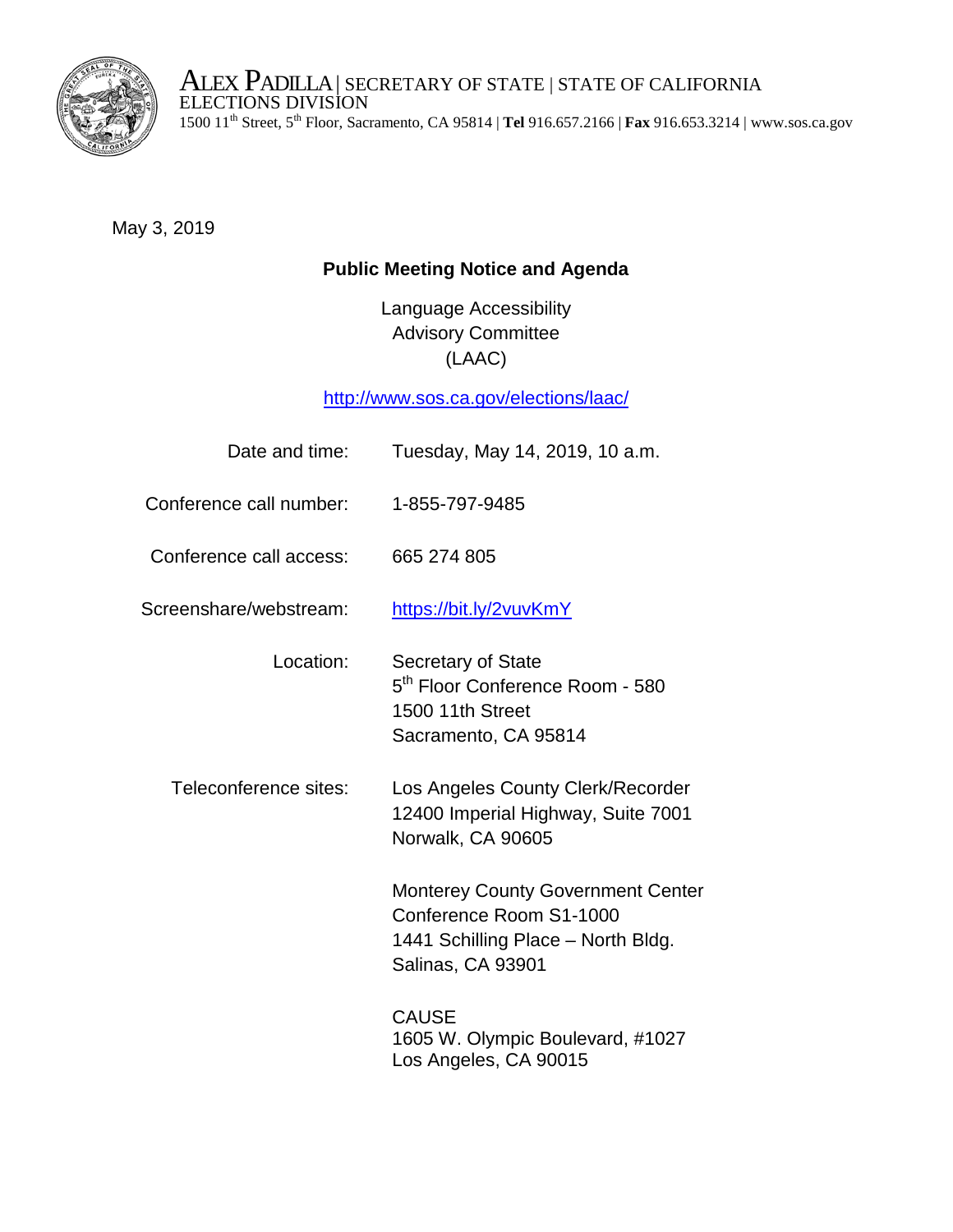ALEX PADILLA | SECRETARY OF STATE | STATE OF CALIFORNIA
ELECTIONS DIVISION
1500 11th Street, 5th Floor, Sacramento, CA 95814 | **Tel** 916.657.2166 | **Fax** 916.653.3214 | www.sos.ca.gov

May 3, 2019

## Public Meeting Notice and Agenda

Language Accessibility
Advisory Committee
(LAAC)

http://www.sos.ca.gov/elections/laac/

| | |
|---|---|
| Date and time: | Tuesday, May 14, 2019, 10 a.m. |
| Conference call number: | 1-855-797-9485 |
| Conference call access: | 665 274 805 |
| Screenshare/webstream: | https://bit.ly/2vuvKmY |
| Location: | Secretary of State<br>5th Floor Conference Room - 580<br>1500 11th Street<br>Sacramento, CA 95814 |
| Teleconference sites: | Los Angeles County Clerk/Recorder<br>12400 Imperial Highway, Suite 7001<br>Norwalk, CA 90605 |
| | Monterey County Government Center<br>Conference Room S1-1000<br>1441 Schilling Place – North Bldg.<br>Salinas, CA 93901 |
| | CAUSE<br>1605 W. Olympic Boulevard, #1027<br>Los Angeles, CA 90015 |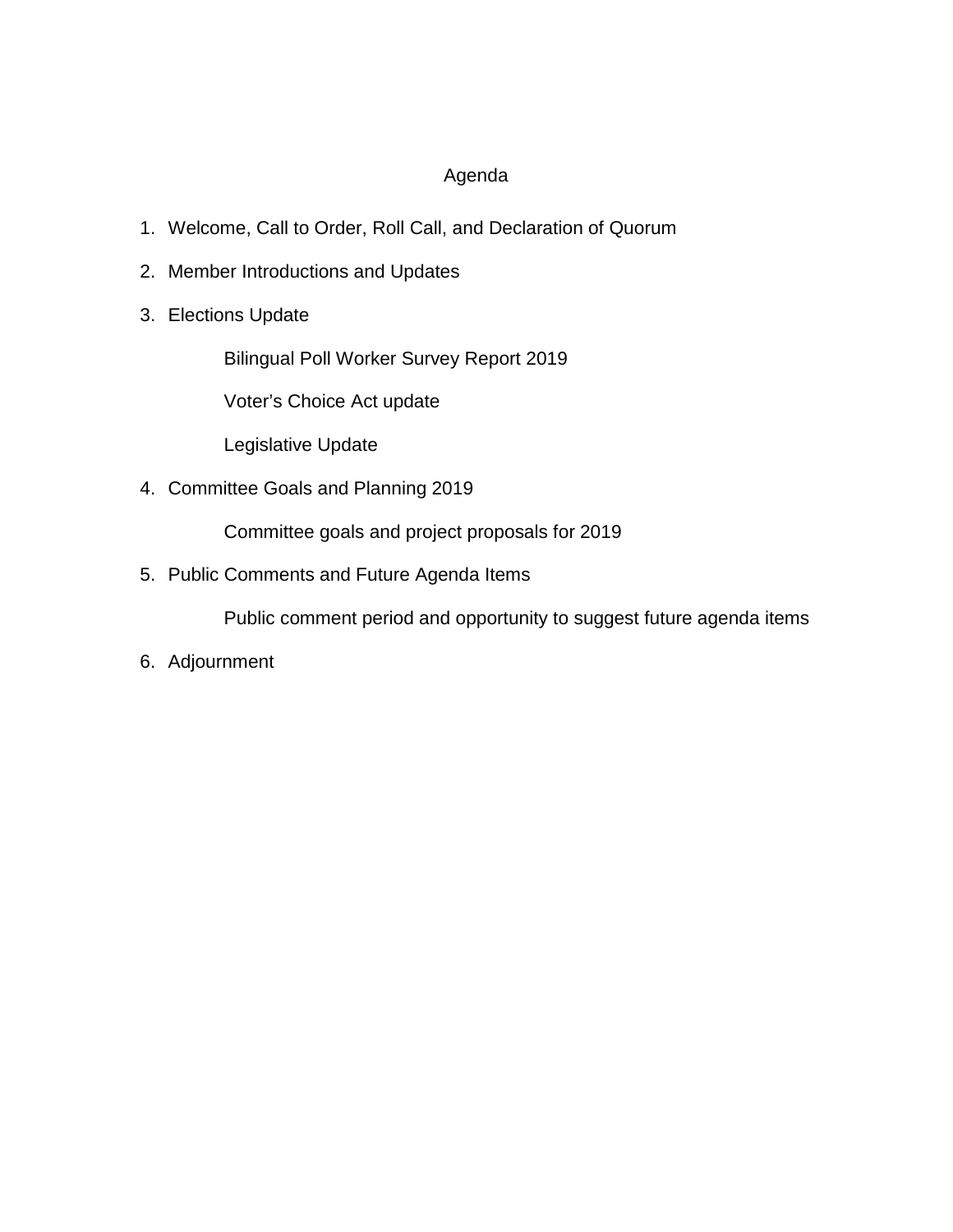# Agenda

1. Welcome, Call to Order, Roll Call, and Declaration of Quorum
2. Member Introductions and Updates
3. Elections Update

   Bilingual Poll Worker Survey Report 2019

   Voter's Choice Act update

   Legislative Update

4. Committee Goals and Planning 2019

   Committee goals and project proposals for 2019

5. Public Comments and Future Agenda Items

   Public comment period and opportunity to suggest future agenda items

6. Adjournment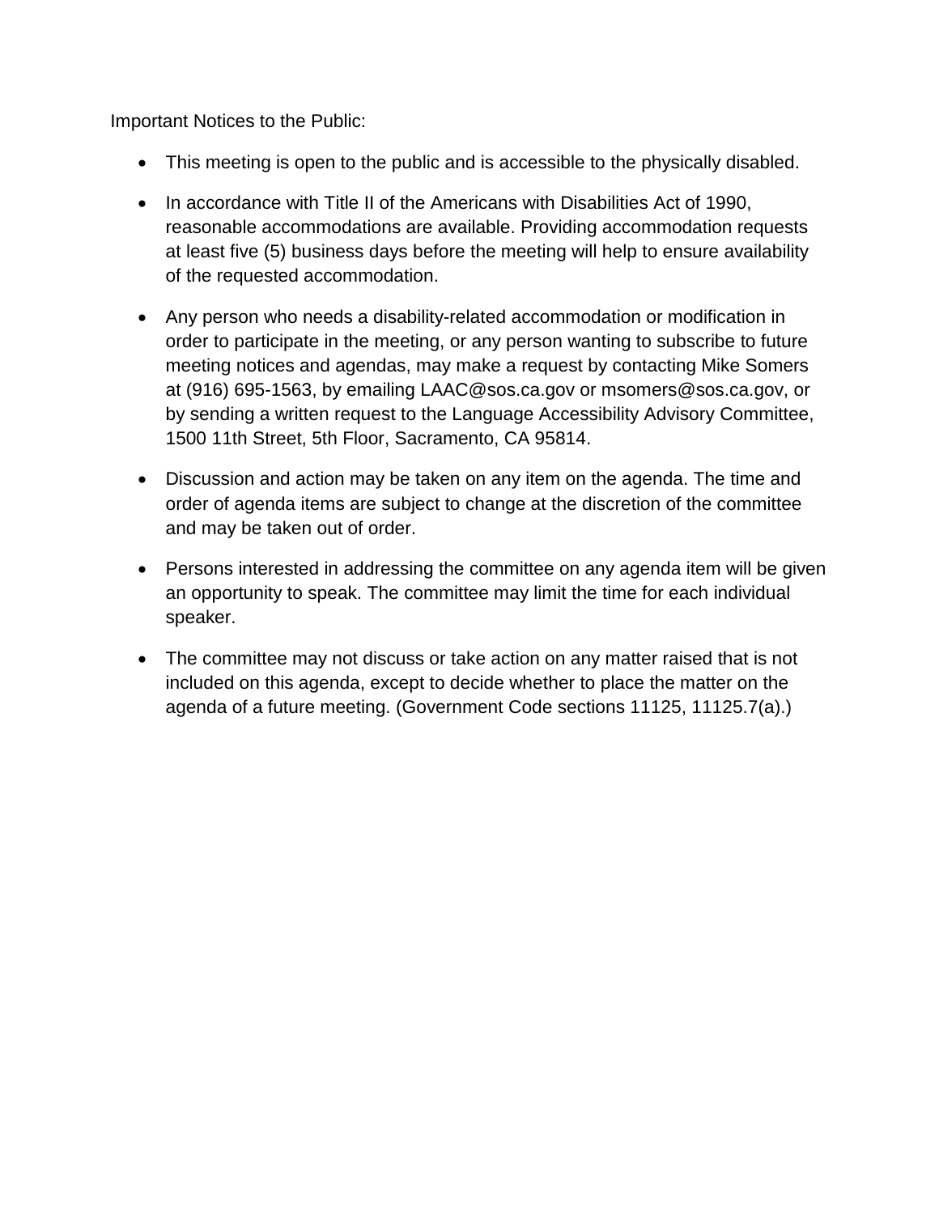Important Notices to the Public:

- This meeting is open to the public and is accessible to the physically disabled.
- In accordance with Title II of the Americans with Disabilities Act of 1990, reasonable accommodations are available. Providing accommodation requests at least five (5) business days before the meeting will help to ensure availability of the requested accommodation.
- Any person who needs a disability-related accommodation or modification in order to participate in the meeting, or any person wanting to subscribe to future meeting notices and agendas, may make a request by contacting Mike Somers at (916) 695-1563, by emailing LAAC@sos.ca.gov or msomers@sos.ca.gov, or by sending a written request to the Language Accessibility Advisory Committee, 1500 11th Street, 5th Floor, Sacramento, CA 95814.
- Discussion and action may be taken on any item on the agenda. The time and order of agenda items are subject to change at the discretion of the committee and may be taken out of order.
- Persons interested in addressing the committee on any agenda item will be given an opportunity to speak. The committee may limit the time for each individual speaker.
- The committee may not discuss or take action on any matter raised that is not included on this agenda, except to decide whether to place the matter on the agenda of a future meeting. (Government Code sections 11125, 11125.7(a).)